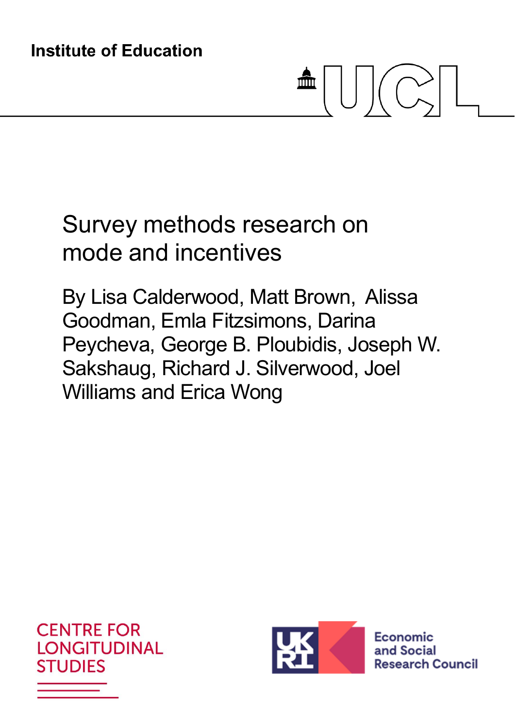Institute of Education

UCL

# Survey methods research on mode and incentives

By Lisa Calderwood, Matt Brown, Alissa Goodman, Emla Fitzsimons, Darina Peycheva, George B. Ploubidis, Joseph W. Sakshaug, Richard J. Silverwood, Joel Williams and Erica Wong

CENTRE FOR LONGITUDINAL STUDIES

UKRI Economic and Social Research Council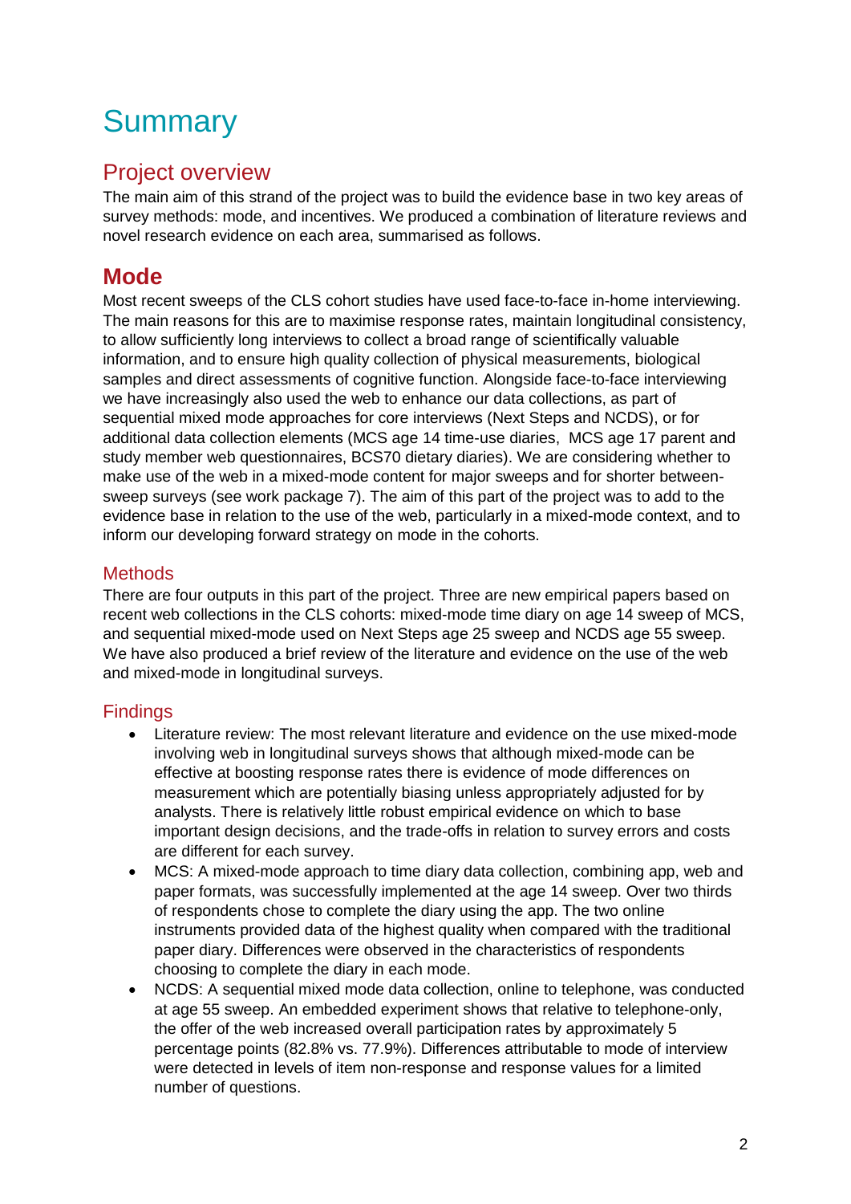# Summary

## Project overview

The main aim of this strand of the project was to build the evidence base in two key areas of survey methods: mode, and incentives. We produced a combination of literature reviews and novel research evidence on each area, summarised as follows.

## Mode

Most recent sweeps of the CLS cohort studies have used face-to-face in-home interviewing. The main reasons for this are to maximise response rates, maintain longitudinal consistency, to allow sufficiently long interviews to collect a broad range of scientifically valuable information, and to ensure high quality collection of physical measurements, biological samples and direct assessments of cognitive function. Alongside face-to-face interviewing we have increasingly also used the web to enhance our data collections, as part of sequential mixed mode approaches for core interviews (Next Steps and NCDS), or for additional data collection elements (MCS age 14 time-use diaries, MCS age 17 parent and study member web questionnaires, BCS70 dietary diaries). We are considering whether to make use of the web in a mixed-mode content for major sweeps and for shorter between-sweep surveys (see work package 7). The aim of this part of the project was to add to the evidence base in relation to the use of the web, particularly in a mixed-mode context, and to inform our developing forward strategy on mode in the cohorts.

### Methods

There are four outputs in this part of the project. Three are new empirical papers based on recent web collections in the CLS cohorts: mixed-mode time diary on age 14 sweep of MCS, and sequential mixed-mode used on Next Steps age 25 sweep and NCDS age 55 sweep. We have also produced a brief review of the literature and evidence on the use of the web and mixed-mode in longitudinal surveys.

### Findings

- Literature review: The most relevant literature and evidence on the use mixed-mode involving web in longitudinal surveys shows that although mixed-mode can be effective at boosting response rates there is evidence of mode differences on measurement which are potentially biasing unless appropriately adjusted for by analysts. There is relatively little robust empirical evidence on which to base important design decisions, and the trade-offs in relation to survey errors and costs are different for each survey.
- MCS: A mixed-mode approach to time diary data collection, combining app, web and paper formats, was successfully implemented at the age 14 sweep. Over two thirds of respondents chose to complete the diary using the app. The two online instruments provided data of the highest quality when compared with the traditional paper diary. Differences were observed in the characteristics of respondents choosing to complete the diary in each mode.
- NCDS: A sequential mixed mode data collection, online to telephone, was conducted at age 55 sweep. An embedded experiment shows that relative to telephone-only, the offer of the web increased overall participation rates by approximately 5 percentage points (82.8% vs. 77.9%). Differences attributable to mode of interview were detected in levels of item non-response and response values for a limited number of questions.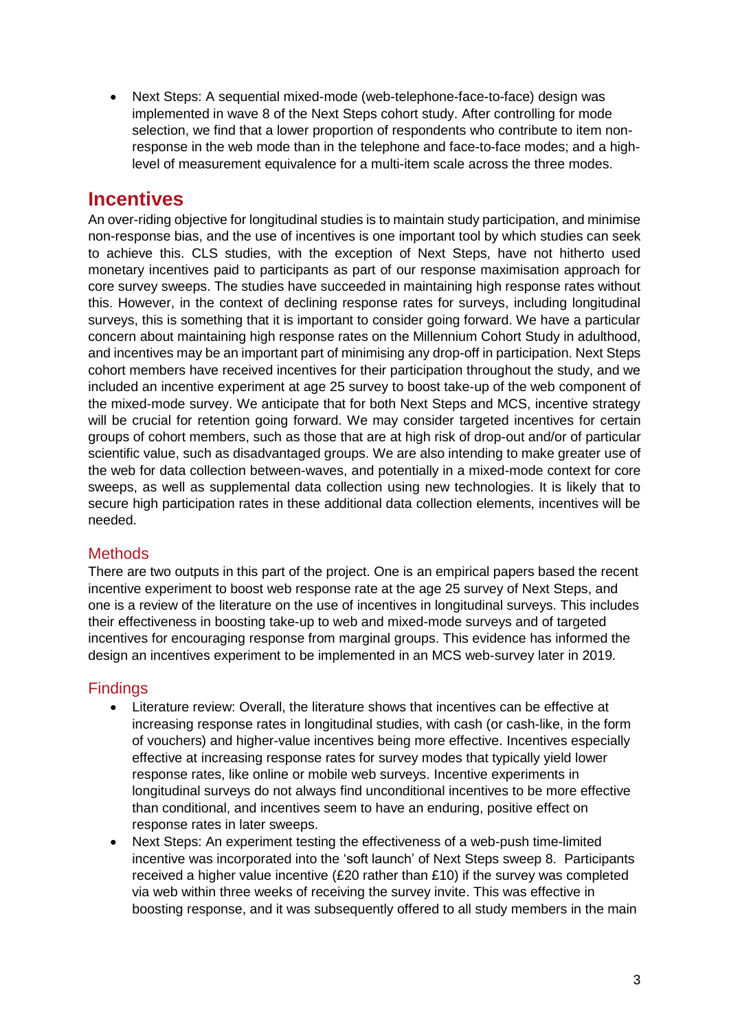- Next Steps: A sequential mixed-mode (web-telephone-face-to-face) design was implemented in wave 8 of the Next Steps cohort study. After controlling for mode selection, we find that a lower proportion of respondents who contribute to item non-response in the web mode than in the telephone and face-to-face modes; and a high-level of measurement equivalence for a multi-item scale across the three modes.

## Incentives

An over-riding objective for longitudinal studies is to maintain study participation, and minimise non-response bias, and the use of incentives is one important tool by which studies can seek to achieve this. CLS studies, with the exception of Next Steps, have not hitherto used monetary incentives paid to participants as part of our response maximisation approach for core survey sweeps. The studies have succeeded in maintaining high response rates without this. However, in the context of declining response rates for surveys, including longitudinal surveys, this is something that it is important to consider going forward. We have a particular concern about maintaining high response rates on the Millennium Cohort Study in adulthood, and incentives may be an important part of minimising any drop-off in participation. Next Steps cohort members have received incentives for their participation throughout the study, and we included an incentive experiment at age 25 survey to boost take-up of the web component of the mixed-mode survey. We anticipate that for both Next Steps and MCS, incentive strategy will be crucial for retention going forward. We may consider targeted incentives for certain groups of cohort members, such as those that are at high risk of drop-out and/or of particular scientific value, such as disadvantaged groups. We are also intending to make greater use of the web for data collection between-waves, and potentially in a mixed-mode context for core sweeps, as well as supplemental data collection using new technologies. It is likely that to secure high participation rates in these additional data collection elements, incentives will be needed.

### Methods

There are two outputs in this part of the project. One is an empirical papers based the recent incentive experiment to boost web response rate at the age 25 survey of Next Steps, and one is a review of the literature on the use of incentives in longitudinal surveys. This includes their effectiveness in boosting take-up to web and mixed-mode surveys and of targeted incentives for encouraging response from marginal groups. This evidence has informed the design an incentives experiment to be implemented in an MCS web-survey later in 2019.

### Findings

- Literature review: Overall, the literature shows that incentives can be effective at increasing response rates in longitudinal studies, with cash (or cash-like, in the form of vouchers) and higher-value incentives being more effective. Incentives especially effective at increasing response rates for survey modes that typically yield lower response rates, like online or mobile web surveys. Incentive experiments in longitudinal surveys do not always find unconditional incentives to be more effective than conditional, and incentives seem to have an enduring, positive effect on response rates in later sweeps.
- Next Steps: An experiment testing the effectiveness of a web-push time-limited incentive was incorporated into the 'soft launch' of Next Steps sweep 8. Participants received a higher value incentive (£20 rather than £10) if the survey was completed via web within three weeks of receiving the survey invite. This was effective in boosting response, and it was subsequently offered to all study members in the main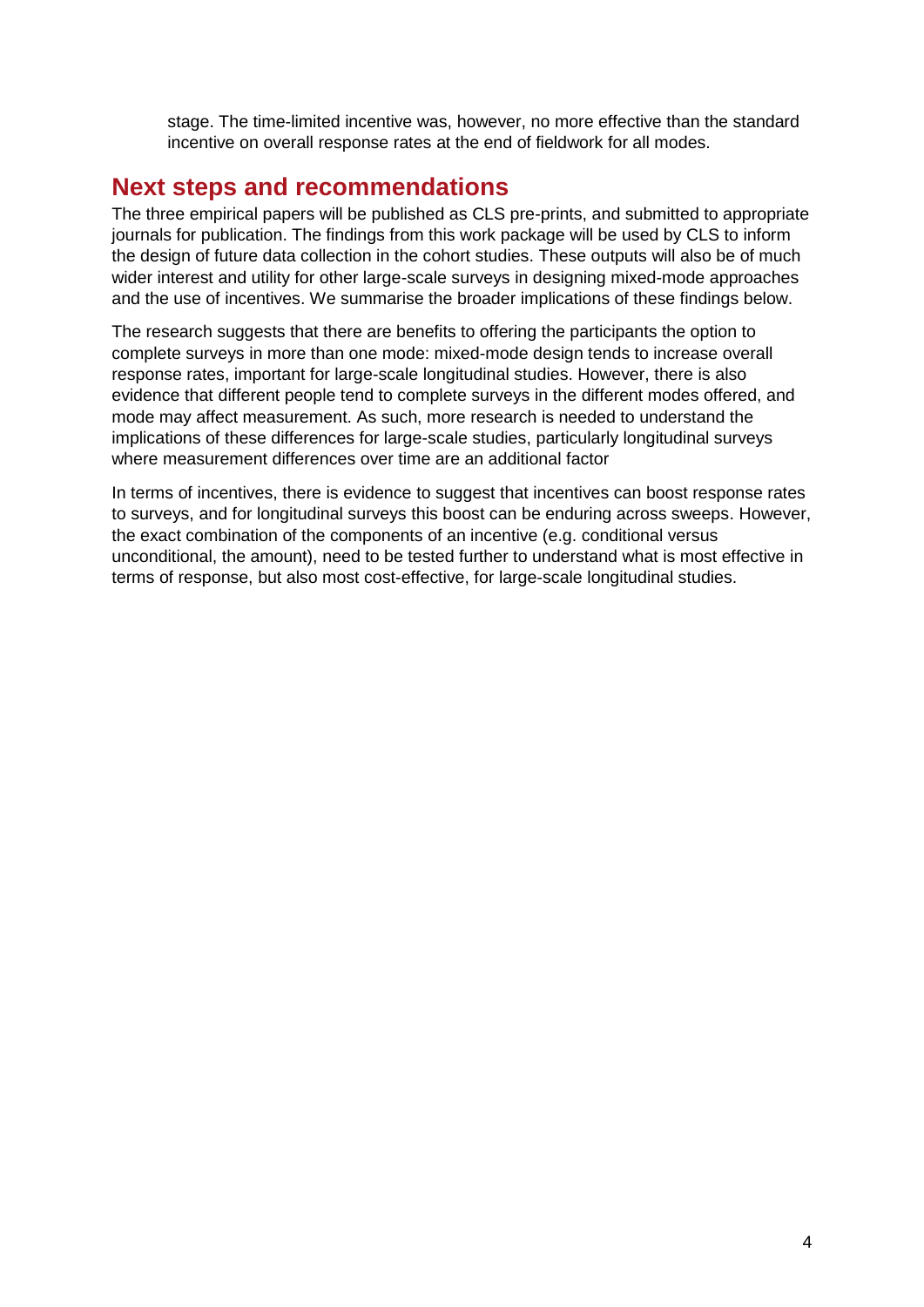stage. The time-limited incentive was, however, no more effective than the standard incentive on overall response rates at the end of fieldwork for all modes.

## Next steps and recommendations

The three empirical papers will be published as CLS pre-prints, and submitted to appropriate journals for publication. The findings from this work package will be used by CLS to inform the design of future data collection in the cohort studies. These outputs will also be of much wider interest and utility for other large-scale surveys in designing mixed-mode approaches and the use of incentives. We summarise the broader implications of these findings below.

The research suggests that there are benefits to offering the participants the option to complete surveys in more than one mode: mixed-mode design tends to increase overall response rates, important for large-scale longitudinal studies. However, there is also evidence that different people tend to complete surveys in the different modes offered, and mode may affect measurement. As such, more research is needed to understand the implications of these differences for large-scale studies, particularly longitudinal surveys where measurement differences over time are an additional factor

In terms of incentives, there is evidence to suggest that incentives can boost response rates to surveys, and for longitudinal surveys this boost can be enduring across sweeps. However, the exact combination of the components of an incentive (e.g. conditional versus unconditional, the amount), need to be tested further to understand what is most effective in terms of response, but also most cost-effective, for large-scale longitudinal studies.